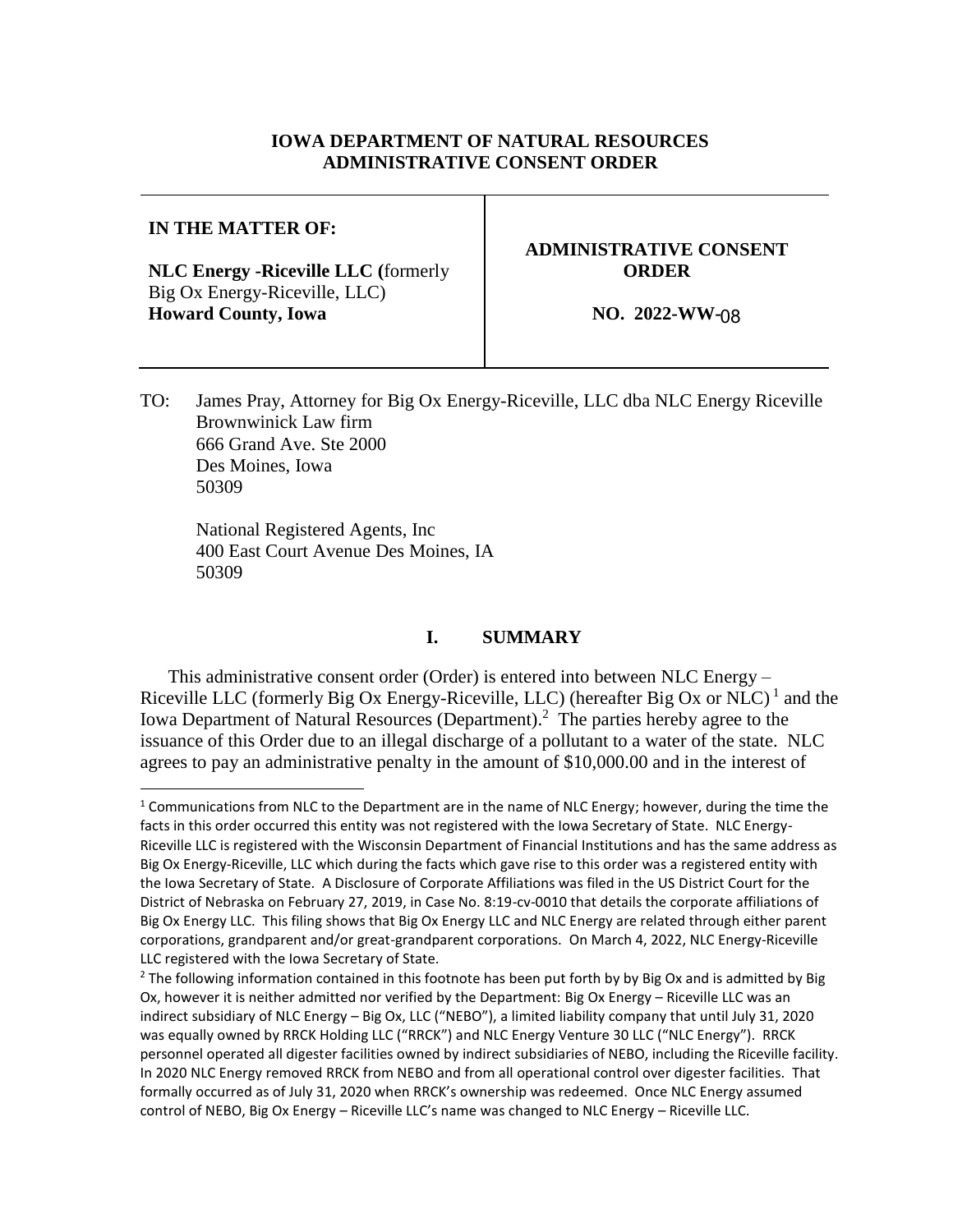# IOWA DEPARTMENT OF NATURAL RESOURCES ADMINISTRATIVE CONSENT ORDER

| IN THE MATTER OF: | ADMINISTRATIVE CONSENT ORDER |
| --- | --- |
| **NLC Energy -Riceville LLC (**formerly Big Ox Energy-Riceville, LLC) **Howard County, Iowa** | **NO. 2022-WW-**08 |

TO: James Pray, Attorney for Big Ox Energy-Riceville, LLC dba NLC Energy Riceville
Brownwinick Law firm
666 Grand Ave. Ste 2000
Des Moines, Iowa
50309

National Registered Agents, Inc
400 East Court Avenue Des Moines, IA
50309

## I. SUMMARY

This administrative consent order (Order) is entered into between NLC Energy – Riceville LLC (formerly Big Ox Energy-Riceville, LLC) (hereafter Big Ox or NLC)[1] and the Iowa Department of Natural Resources (Department).[2] The parties hereby agree to the issuance of this Order due to an illegal discharge of a pollutant to a water of the state. NLC agrees to pay an administrative penalty in the amount of $10,000.00 and in the interest of

[1] Communications from NLC to the Department are in the name of NLC Energy; however, during the time the facts in this order occurred this entity was not registered with the Iowa Secretary of State. NLC Energy-Riceville LLC is registered with the Wisconsin Department of Financial Institutions and has the same address as Big Ox Energy-Riceville, LLC which during the facts which gave rise to this order was a registered entity with the Iowa Secretary of State. A Disclosure of Corporate Affiliations was filed in the US District Court for the District of Nebraska on February 27, 2019, in Case No. 8:19-cv-0010 that details the corporate affiliations of Big Ox Energy LLC. This filing shows that Big Ox Energy LLC and NLC Energy are related through either parent corporations, grandparent and/or great-grandparent corporations. On March 4, 2022, NLC Energy-Riceville LLC registered with the Iowa Secretary of State.

[2] The following information contained in this footnote has been put forth by by Big Ox and is admitted by Big Ox, however it is neither admitted nor verified by the Department: Big Ox Energy – Riceville LLC was an indirect subsidiary of NLC Energy – Big Ox, LLC ("NEBO"), a limited liability company that until July 31, 2020 was equally owned by RRCK Holding LLC ("RRCK") and NLC Energy Venture 30 LLC ("NLC Energy"). RRCK personnel operated all digester facilities owned by indirect subsidiaries of NEBO, including the Riceville facility. In 2020 NLC Energy removed RRCK from NEBO and from all operational control over digester facilities. That formally occurred as of July 31, 2020 when RRCK's ownership was redeemed. Once NLC Energy assumed control of NEBO, Big Ox Energy – Riceville LLC's name was changed to NLC Energy – Riceville LLC.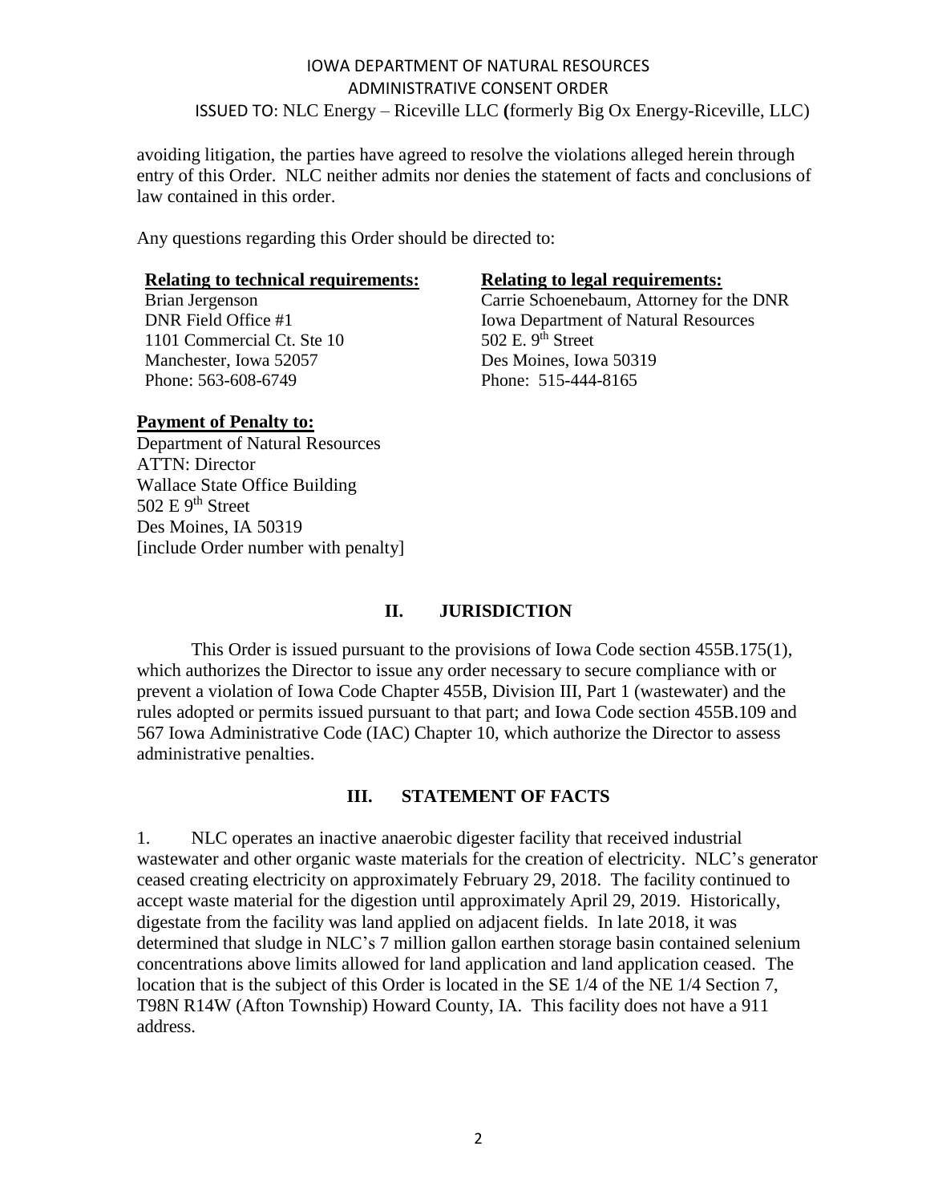avoiding litigation, the parties have agreed to resolve the violations alleged herein through entry of this Order. NLC neither admits nor denies the statement of facts and conclusions of law contained in this order.

Any questions regarding this Order should be directed to:

**Relating to technical requirements:**
Brian Jergenson
DNR Field Office #1
1101 Commercial Ct. Ste 10
Manchester, Iowa 52057
Phone: 563-608-6749

**Relating to legal requirements:**
Carrie Schoenebaum, Attorney for the DNR
Iowa Department of Natural Resources
502 E. 9th Street
Des Moines, Iowa 50319
Phone: 515-444-8165

**Payment of Penalty to:**
Department of Natural Resources
ATTN: Director
Wallace State Office Building
502 E 9th Street
Des Moines, IA 50319
[include Order number with penalty]

## II. JURISDICTION

This Order is issued pursuant to the provisions of Iowa Code section 455B.175(1), which authorizes the Director to issue any order necessary to secure compliance with or prevent a violation of Iowa Code Chapter 455B, Division III, Part 1 (wastewater) and the rules adopted or permits issued pursuant to that part; and Iowa Code section 455B.109 and 567 Iowa Administrative Code (IAC) Chapter 10, which authorize the Director to assess administrative penalties.

## III. STATEMENT OF FACTS

1. NLC operates an inactive anaerobic digester facility that received industrial wastewater and other organic waste materials for the creation of electricity. NLC's generator ceased creating electricity on approximately February 29, 2018. The facility continued to accept waste material for the digestion until approximately April 29, 2019. Historically, digestate from the facility was land applied on adjacent fields. In late 2018, it was determined that sludge in NLC's 7 million gallon earthen storage basin contained selenium concentrations above limits allowed for land application and land application ceased. The location that is the subject of this Order is located in the SE 1/4 of the NE 1/4 Section 7, T98N R14W (Afton Township) Howard County, IA. This facility does not have a 911 address.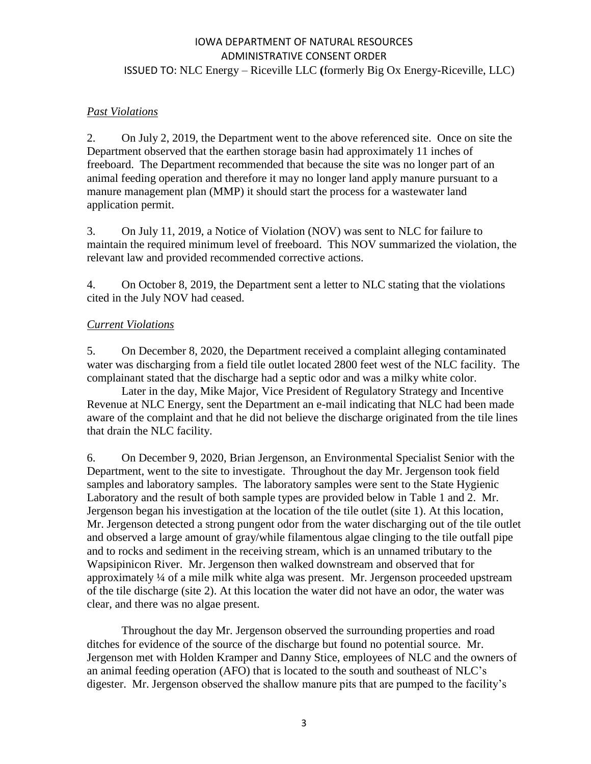*Past Violations*

2. On July 2, 2019, the Department went to the above referenced site. Once on site the Department observed that the earthen storage basin had approximately 11 inches of freeboard. The Department recommended that because the site was no longer part of an animal feeding operation and therefore it may no longer land apply manure pursuant to a manure management plan (MMP) it should start the process for a wastewater land application permit.

3. On July 11, 2019, a Notice of Violation (NOV) was sent to NLC for failure to maintain the required minimum level of freeboard. This NOV summarized the violation, the relevant law and provided recommended corrective actions.

4. On October 8, 2019, the Department sent a letter to NLC stating that the violations cited in the July NOV had ceased.

*Current Violations*

5. On December 8, 2020, the Department received a complaint alleging contaminated water was discharging from a field tile outlet located 2800 feet west of the NLC facility. The complainant stated that the discharge had a septic odor and was a milky white color.

Later in the day, Mike Major, Vice President of Regulatory Strategy and Incentive Revenue at NLC Energy, sent the Department an e-mail indicating that NLC had been made aware of the complaint and that he did not believe the discharge originated from the tile lines that drain the NLC facility.

6. On December 9, 2020, Brian Jergenson, an Environmental Specialist Senior with the Department, went to the site to investigate. Throughout the day Mr. Jergenson took field samples and laboratory samples. The laboratory samples were sent to the State Hygienic Laboratory and the result of both sample types are provided below in Table 1 and 2. Mr. Jergenson began his investigation at the location of the tile outlet (site 1). At this location, Mr. Jergenson detected a strong pungent odor from the water discharging out of the tile outlet and observed a large amount of gray/while filamentous algae clinging to the tile outfall pipe and to rocks and sediment in the receiving stream, which is an unnamed tributary to the Wapsipinicon River. Mr. Jergenson then walked downstream and observed that for approximately ¼ of a mile milk white alga was present. Mr. Jergenson proceeded upstream of the tile discharge (site 2). At this location the water did not have an odor, the water was clear, and there was no algae present.

Throughout the day Mr. Jergenson observed the surrounding properties and road ditches for evidence of the source of the discharge but found no potential source. Mr. Jergenson met with Holden Kramper and Danny Stice, employees of NLC and the owners of an animal feeding operation (AFO) that is located to the south and southeast of NLC's digester. Mr. Jergenson observed the shallow manure pits that are pumped to the facility's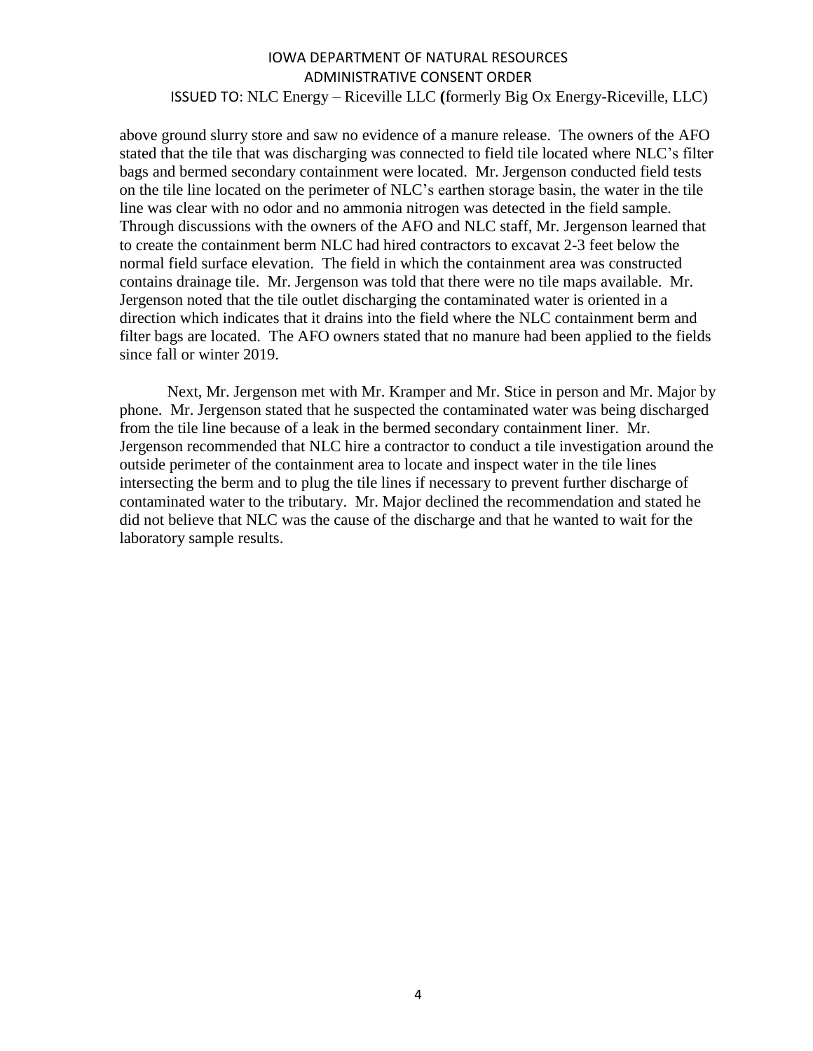above ground slurry store and saw no evidence of a manure release. The owners of the AFO stated that the tile that was discharging was connected to field tile located where NLC's filter bags and bermed secondary containment were located. Mr. Jergenson conducted field tests on the tile line located on the perimeter of NLC's earthen storage basin, the water in the tile line was clear with no odor and no ammonia nitrogen was detected in the field sample. Through discussions with the owners of the AFO and NLC staff, Mr. Jergenson learned that to create the containment berm NLC had hired contractors to excavat 2-3 feet below the normal field surface elevation. The field in which the containment area was constructed contains drainage tile. Mr. Jergenson was told that there were no tile maps available. Mr. Jergenson noted that the tile outlet discharging the contaminated water is oriented in a direction which indicates that it drains into the field where the NLC containment berm and filter bags are located. The AFO owners stated that no manure had been applied to the fields since fall or winter 2019.

Next, Mr. Jergenson met with Mr. Kramper and Mr. Stice in person and Mr. Major by phone. Mr. Jergenson stated that he suspected the contaminated water was being discharged from the tile line because of a leak in the bermed secondary containment liner. Mr. Jergenson recommended that NLC hire a contractor to conduct a tile investigation around the outside perimeter of the containment area to locate and inspect water in the tile lines intersecting the berm and to plug the tile lines if necessary to prevent further discharge of contaminated water to the tributary. Mr. Major declined the recommendation and stated he did not believe that NLC was the cause of the discharge and that he wanted to wait for the laboratory sample results.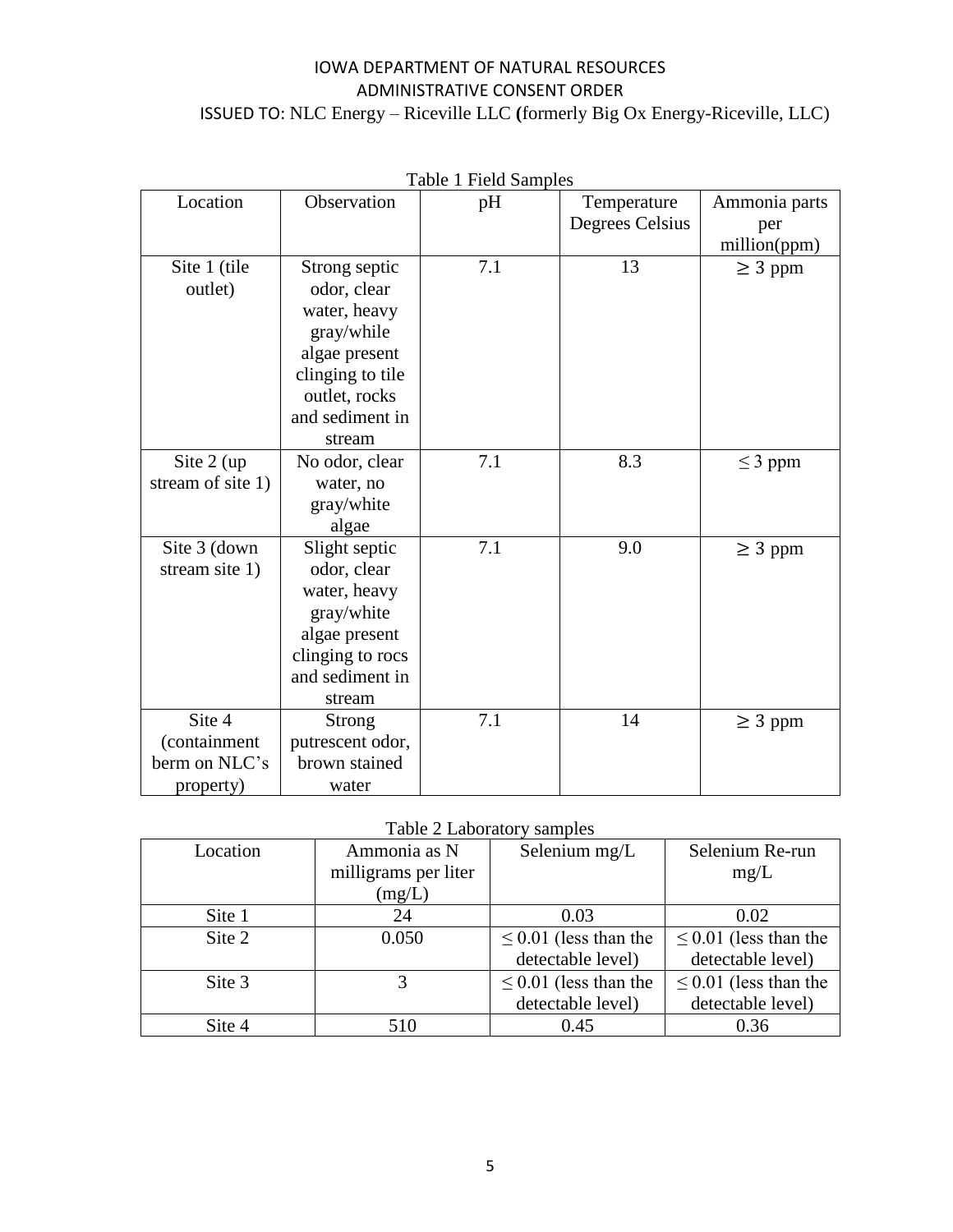Table 1 Field Samples

| Location | Observation | pH | Temperature Degrees Celsius | Ammonia parts per million(ppm) |
|---|---|---|---|---|
| Site 1 (tile outlet) | Strong septic odor, clear water, heavy gray/while algae present clinging to tile outlet, rocks and sediment in stream | 7.1 | 13 | ≥ 3 ppm |
| Site 2 (up stream of site 1) | No odor, clear water, no gray/white algae | 7.1 | 8.3 | ≤ 3 ppm |
| Site 3 (down stream site 1) | Slight septic odor, clear water, heavy gray/white algae present clinging to rocs and sediment in stream | 7.1 | 9.0 | ≥ 3 ppm |
| Site 4 (containment berm on NLC's property) | Strong putrescent odor, brown stained water | 7.1 | 14 | ≥ 3 ppm |

Table 2 Laboratory samples

| Location | Ammonia as N milligrams per liter (mg/L) | Selenium mg/L | Selenium Re-run mg/L |
|---|---|---|---|
| Site 1 | 24 | 0.03 | 0.02 |
| Site 2 | 0.050 | ≤ 0.01 (less than the detectable level) | ≤ 0.01 (less than the detectable level) |
| Site 3 | 3 | ≤ 0.01 (less than the detectable level) | ≤ 0.01 (less than the detectable level) |
| Site 4 | 510 | 0.45 | 0.36 |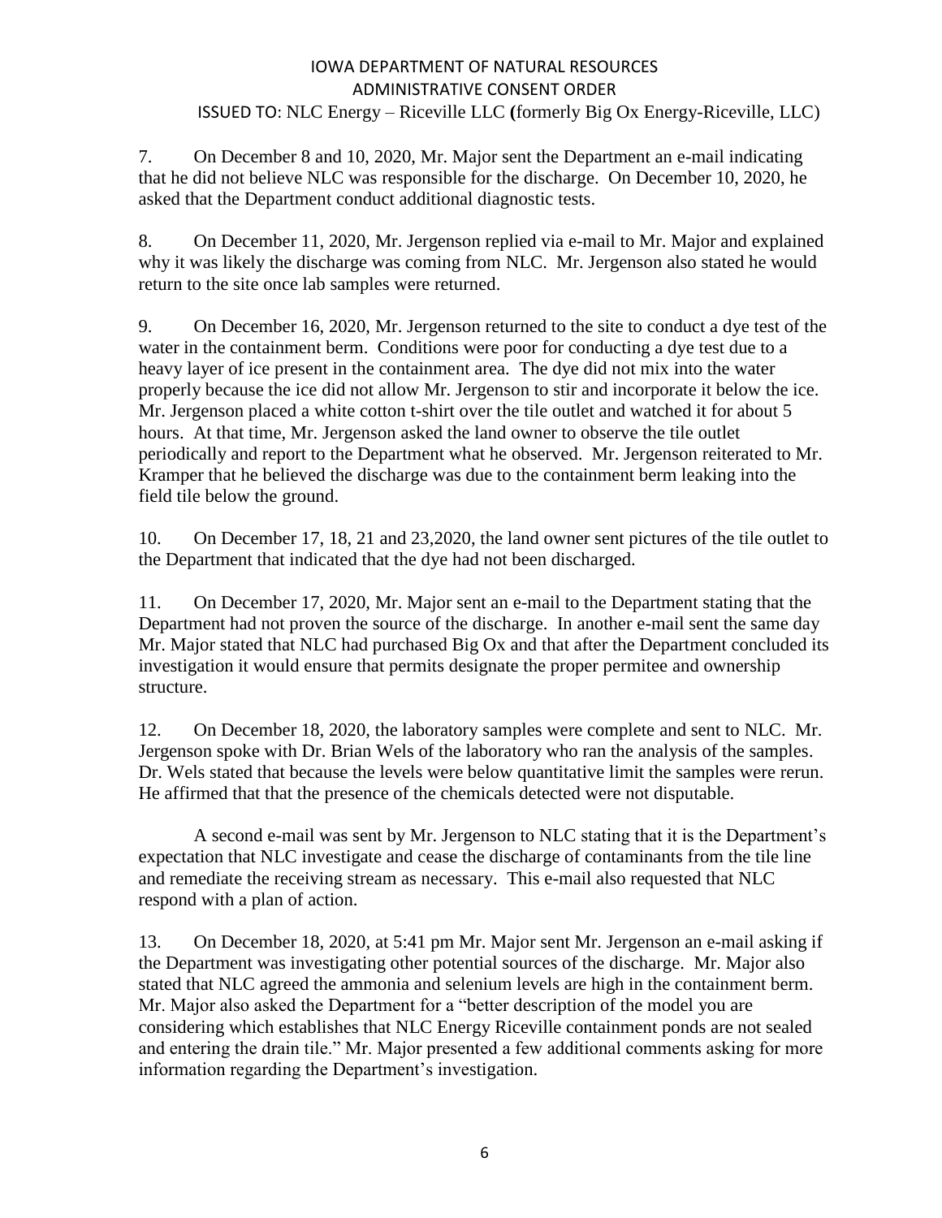7. On December 8 and 10, 2020, Mr. Major sent the Department an e-mail indicating that he did not believe NLC was responsible for the discharge. On December 10, 2020, he asked that the Department conduct additional diagnostic tests.

8. On December 11, 2020, Mr. Jergenson replied via e-mail to Mr. Major and explained why it was likely the discharge was coming from NLC. Mr. Jergenson also stated he would return to the site once lab samples were returned.

9. On December 16, 2020, Mr. Jergenson returned to the site to conduct a dye test of the water in the containment berm. Conditions were poor for conducting a dye test due to a heavy layer of ice present in the containment area. The dye did not mix into the water properly because the ice did not allow Mr. Jergenson to stir and incorporate it below the ice. Mr. Jergenson placed a white cotton t-shirt over the tile outlet and watched it for about 5 hours. At that time, Mr. Jergenson asked the land owner to observe the tile outlet periodically and report to the Department what he observed. Mr. Jergenson reiterated to Mr. Kramper that he believed the discharge was due to the containment berm leaking into the field tile below the ground.

10. On December 17, 18, 21 and 23,2020, the land owner sent pictures of the tile outlet to the Department that indicated that the dye had not been discharged.

11. On December 17, 2020, Mr. Major sent an e-mail to the Department stating that the Department had not proven the source of the discharge. In another e-mail sent the same day Mr. Major stated that NLC had purchased Big Ox and that after the Department concluded its investigation it would ensure that permits designate the proper permitee and ownership structure.

12. On December 18, 2020, the laboratory samples were complete and sent to NLC. Mr. Jergenson spoke with Dr. Brian Wels of the laboratory who ran the analysis of the samples. Dr. Wels stated that because the levels were below quantitative limit the samples were rerun. He affirmed that that the presence of the chemicals detected were not disputable.

A second e-mail was sent by Mr. Jergenson to NLC stating that it is the Department's expectation that NLC investigate and cease the discharge of contaminants from the tile line and remediate the receiving stream as necessary. This e-mail also requested that NLC respond with a plan of action.

13. On December 18, 2020, at 5:41 pm Mr. Major sent Mr. Jergenson an e-mail asking if the Department was investigating other potential sources of the discharge. Mr. Major also stated that NLC agreed the ammonia and selenium levels are high in the containment berm. Mr. Major also asked the Department for a "better description of the model you are considering which establishes that NLC Energy Riceville containment ponds are not sealed and entering the drain tile." Mr. Major presented a few additional comments asking for more information regarding the Department's investigation.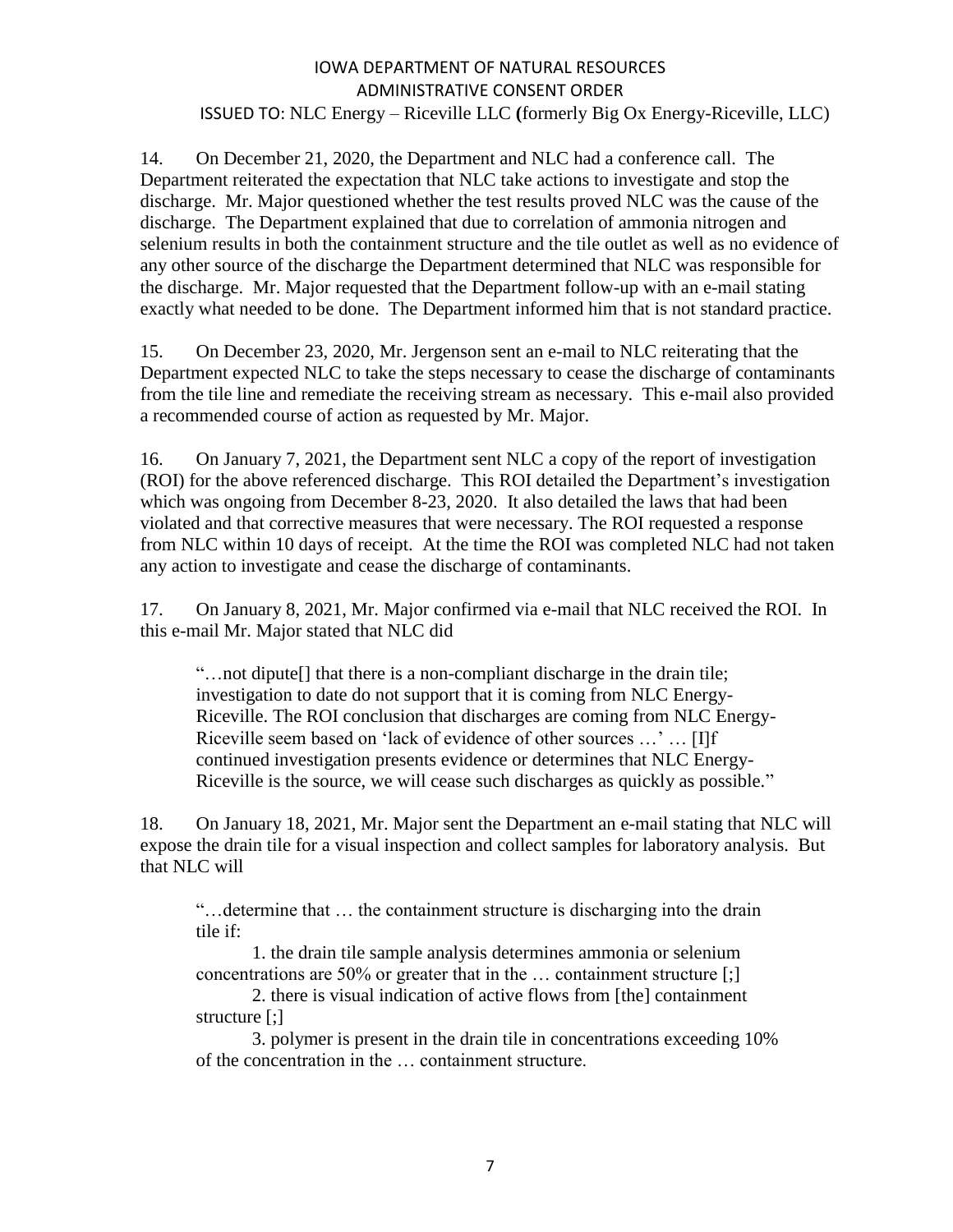14. On December 21, 2020, the Department and NLC had a conference call. The Department reiterated the expectation that NLC take actions to investigate and stop the discharge. Mr. Major questioned whether the test results proved NLC was the cause of the discharge. The Department explained that due to correlation of ammonia nitrogen and selenium results in both the containment structure and the tile outlet as well as no evidence of any other source of the discharge the Department determined that NLC was responsible for the discharge. Mr. Major requested that the Department follow-up with an e-mail stating exactly what needed to be done. The Department informed him that is not standard practice.

15. On December 23, 2020, Mr. Jergenson sent an e-mail to NLC reiterating that the Department expected NLC to take the steps necessary to cease the discharge of contaminants from the tile line and remediate the receiving stream as necessary. This e-mail also provided a recommended course of action as requested by Mr. Major.

16. On January 7, 2021, the Department sent NLC a copy of the report of investigation (ROI) for the above referenced discharge. This ROI detailed the Department's investigation which was ongoing from December 8-23, 2020. It also detailed the laws that had been violated and that corrective measures that were necessary. The ROI requested a response from NLC within 10 days of receipt. At the time the ROI was completed NLC had not taken any action to investigate and cease the discharge of contaminants.

17. On January 8, 2021, Mr. Major confirmed via e-mail that NLC received the ROI. In this e-mail Mr. Major stated that NLC did

> "…not dipute[] that there is a non-compliant discharge in the drain tile; investigation to date do not support that it is coming from NLC Energy-Riceville. The ROI conclusion that discharges are coming from NLC Energy-Riceville seem based on 'lack of evidence of other sources …' … [I]f continued investigation presents evidence or determines that NLC Energy-Riceville is the source, we will cease such discharges as quickly as possible."

18. On January 18, 2021, Mr. Major sent the Department an e-mail stating that NLC will expose the drain tile for a visual inspection and collect samples for laboratory analysis. But that NLC will

> "…determine that … the containment structure is discharging into the drain tile if:
>
> 1. the drain tile sample analysis determines ammonia or selenium concentrations are 50% or greater that in the … containment structure [;]
> 2. there is visual indication of active flows from [the] containment structure [;]
> 3. polymer is present in the drain tile in concentrations exceeding 10% of the concentration in the … containment structure.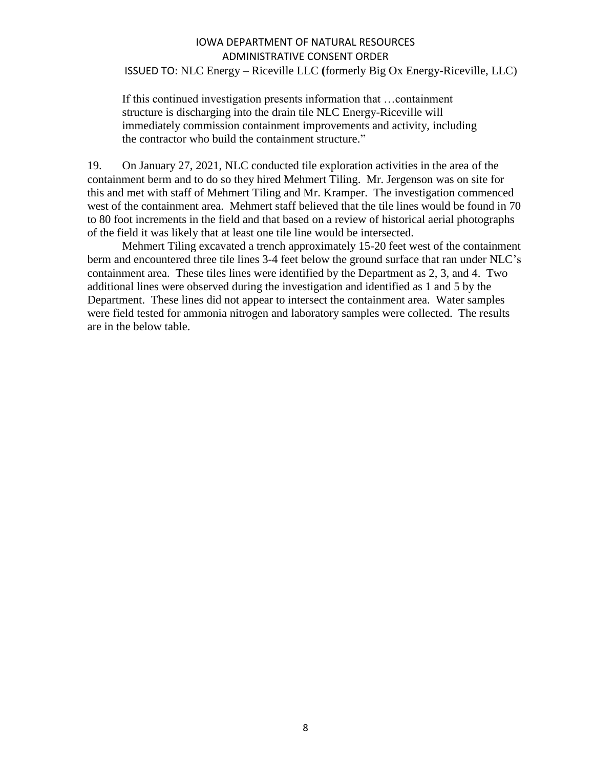If this continued investigation presents information that …containment structure is discharging into the drain tile NLC Energy-Riceville will immediately commission containment improvements and activity, including the contractor who build the containment structure."

19. On January 27, 2021, NLC conducted tile exploration activities in the area of the containment berm and to do so they hired Mehmert Tiling. Mr. Jergenson was on site for this and met with staff of Mehmert Tiling and Mr. Kramper. The investigation commenced west of the containment area. Mehmert staff believed that the tile lines would be found in 70 to 80 foot increments in the field and that based on a review of historical aerial photographs of the field it was likely that at least one tile line would be intersected.

Mehmert Tiling excavated a trench approximately 15-20 feet west of the containment berm and encountered three tile lines 3-4 feet below the ground surface that ran under NLC's containment area. These tiles lines were identified by the Department as 2, 3, and 4. Two additional lines were observed during the investigation and identified as 1 and 5 by the Department. These lines did not appear to intersect the containment area. Water samples were field tested for ammonia nitrogen and laboratory samples were collected. The results are in the below table.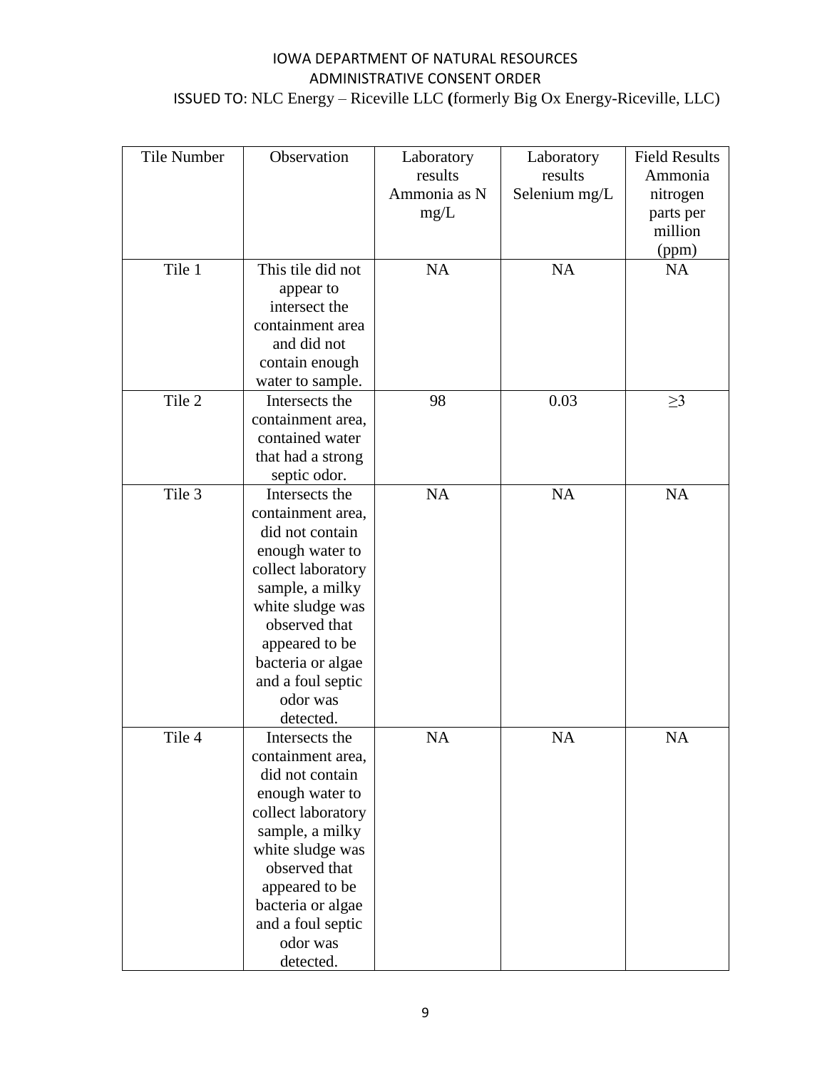| Tile Number | Observation | Laboratory results Ammonia as N mg/L | Laboratory results Selenium mg/L | Field Results Ammonia nitrogen parts per million (ppm) |
|---|---|---|---|---|
| Tile 1 | This tile did not appear to intersect the containment area and did not contain enough water to sample. | NA | NA | NA |
| Tile 2 | Intersects the containment area, contained water that had a strong septic odor. | 98 | 0.03 | ≥3 |
| Tile 3 | Intersects the containment area, did not contain enough water to collect laboratory sample, a milky white sludge was observed that appeared to be bacteria or algae and a foul septic odor was detected. | NA | NA | NA |
| Tile 4 | Intersects the containment area, did not contain enough water to collect laboratory sample, a milky white sludge was observed that appeared to be bacteria or algae and a foul septic odor was detected. | NA | NA | NA |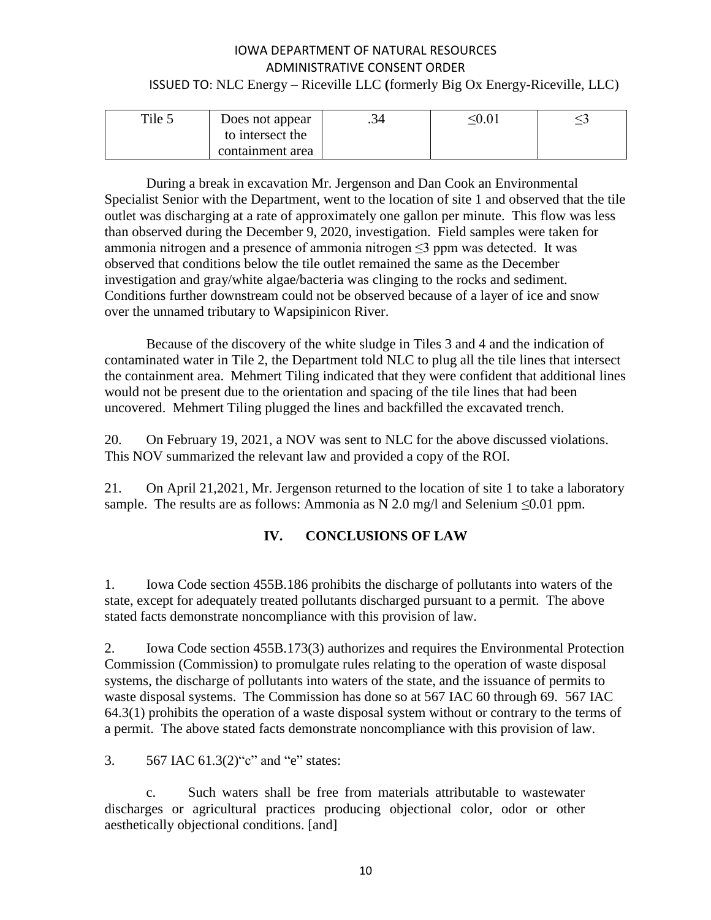| Tile 5 | Does not appear to intersect the containment area | .34 | ≤0.01 | ≤3 |
|---|---|---|---|---|

During a break in excavation Mr. Jergenson and Dan Cook an Environmental Specialist Senior with the Department, went to the location of site 1 and observed that the tile outlet was discharging at a rate of approximately one gallon per minute. This flow was less than observed during the December 9, 2020, investigation. Field samples were taken for ammonia nitrogen and a presence of ammonia nitrogen ≤3 ppm was detected. It was observed that conditions below the tile outlet remained the same as the December investigation and gray/white algae/bacteria was clinging to the rocks and sediment. Conditions further downstream could not be observed because of a layer of ice and snow over the unnamed tributary to Wapsipinicon River.

Because of the discovery of the white sludge in Tiles 3 and 4 and the indication of contaminated water in Tile 2, the Department told NLC to plug all the tile lines that intersect the containment area. Mehmert Tiling indicated that they were confident that additional lines would not be present due to the orientation and spacing of the tile lines that had been uncovered. Mehmert Tiling plugged the lines and backfilled the excavated trench.

20. On February 19, 2021, a NOV was sent to NLC for the above discussed violations. This NOV summarized the relevant law and provided a copy of the ROI.

21. On April 21,2021, Mr. Jergenson returned to the location of site 1 to take a laboratory sample. The results are as follows: Ammonia as N 2.0 mg/l and Selenium ≤0.01 ppm.

## IV. CONCLUSIONS OF LAW

1. Iowa Code section 455B.186 prohibits the discharge of pollutants into waters of the state, except for adequately treated pollutants discharged pursuant to a permit. The above stated facts demonstrate noncompliance with this provision of law.

2. Iowa Code section 455B.173(3) authorizes and requires the Environmental Protection Commission (Commission) to promulgate rules relating to the operation of waste disposal systems, the discharge of pollutants into waters of the state, and the issuance of permits to waste disposal systems. The Commission has done so at 567 IAC 60 through 69. 567 IAC 64.3(1) prohibits the operation of a waste disposal system without or contrary to the terms of a permit. The above stated facts demonstrate noncompliance with this provision of law.

3. 567 IAC 61.3(2)"c" and "e" states:

c. Such waters shall be free from materials attributable to wastewater discharges or agricultural practices producing objectional color, odor or other aesthetically objectional conditions. [and]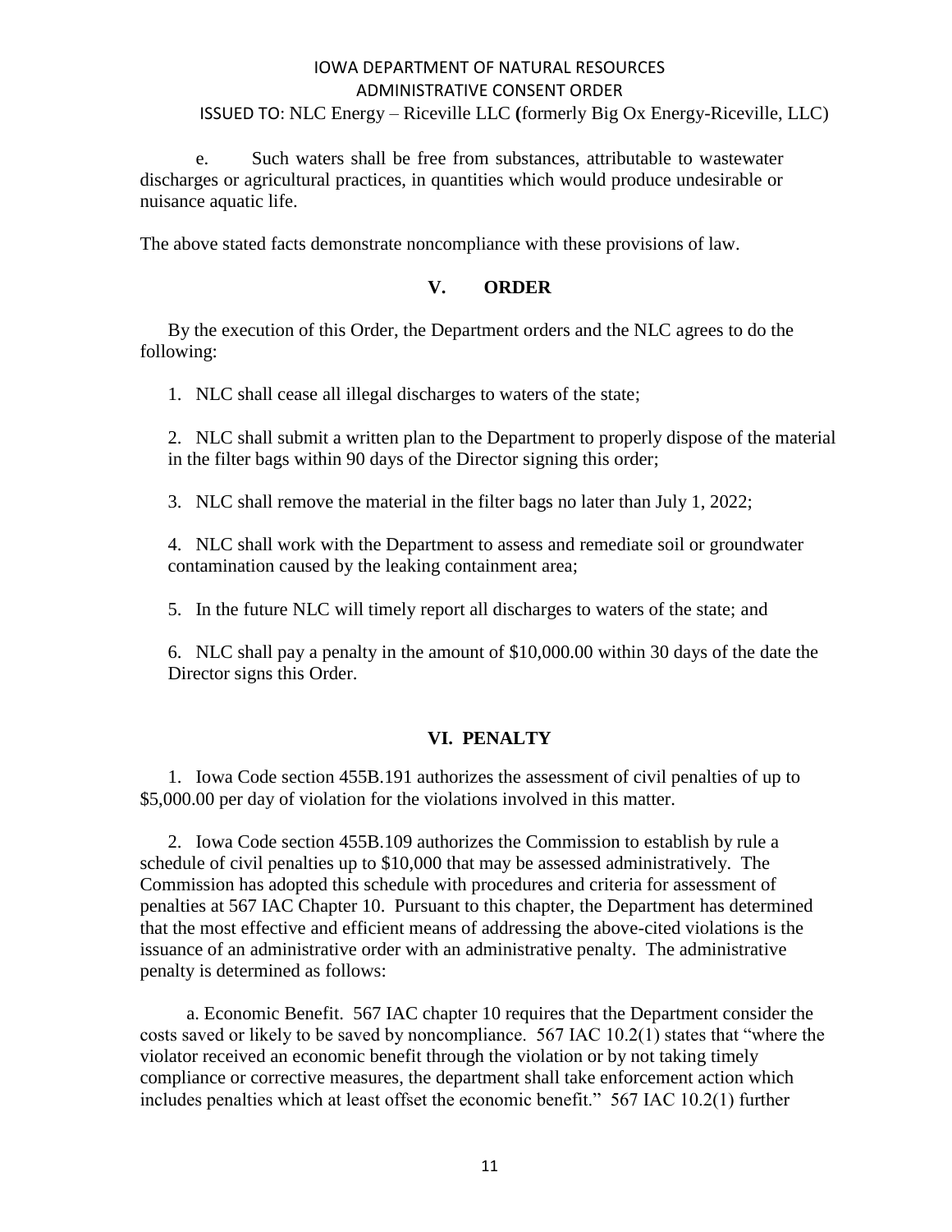e. Such waters shall be free from substances, attributable to wastewater discharges or agricultural practices, in quantities which would produce undesirable or nuisance aquatic life.

The above stated facts demonstrate noncompliance with these provisions of law.

## V. ORDER

By the execution of this Order, the Department orders and the NLC agrees to do the following:

1. NLC shall cease all illegal discharges to waters of the state;
2. NLC shall submit a written plan to the Department to properly dispose of the material in the filter bags within 90 days of the Director signing this order;
3. NLC shall remove the material in the filter bags no later than July 1, 2022;
4. NLC shall work with the Department to assess and remediate soil or groundwater contamination caused by the leaking containment area;
5. In the future NLC will timely report all discharges to waters of the state; and
6. NLC shall pay a penalty in the amount of $10,000.00 within 30 days of the date the Director signs this Order.

## VI. PENALTY

1. Iowa Code section 455B.191 authorizes the assessment of civil penalties of up to $5,000.00 per day of violation for the violations involved in this matter.

2. Iowa Code section 455B.109 authorizes the Commission to establish by rule a schedule of civil penalties up to $10,000 that may be assessed administratively. The Commission has adopted this schedule with procedures and criteria for assessment of penalties at 567 IAC Chapter 10. Pursuant to this chapter, the Department has determined that the most effective and efficient means of addressing the above-cited violations is the issuance of an administrative order with an administrative penalty. The administrative penalty is determined as follows:

a. Economic Benefit. 567 IAC chapter 10 requires that the Department consider the costs saved or likely to be saved by noncompliance. 567 IAC 10.2(1) states that "where the violator received an economic benefit through the violation or by not taking timely compliance or corrective measures, the department shall take enforcement action which includes penalties which at least offset the economic benefit." 567 IAC 10.2(1) further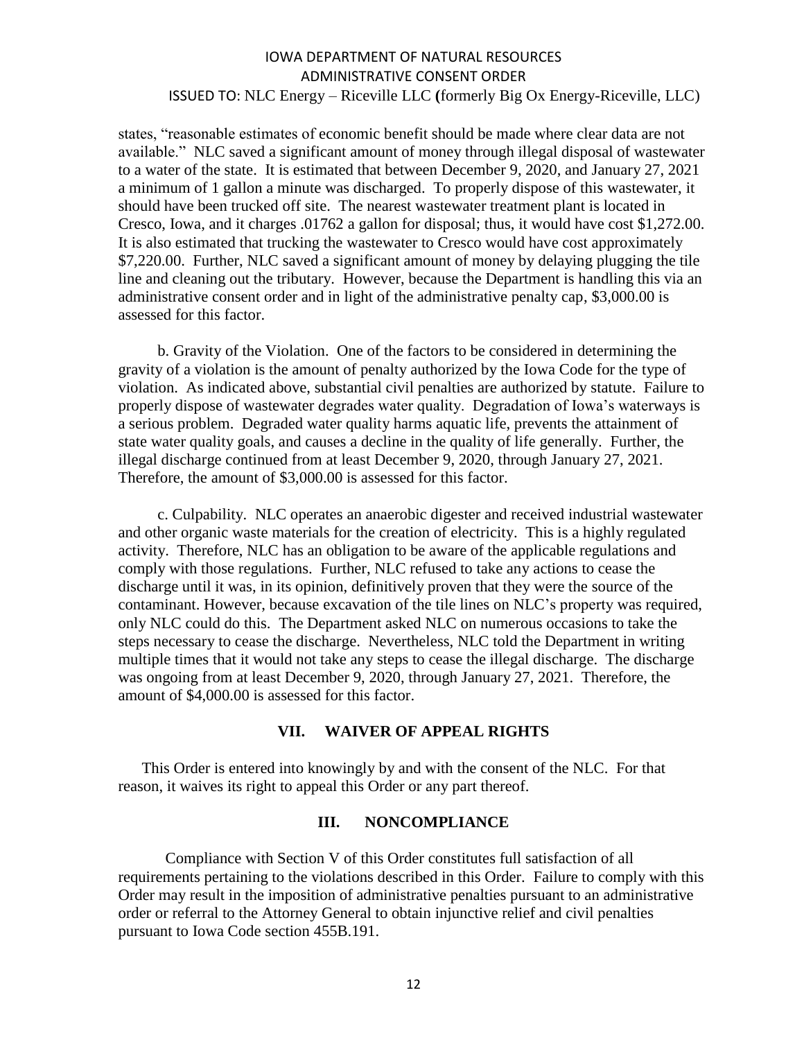states, "reasonable estimates of economic benefit should be made where clear data are not available." NLC saved a significant amount of money through illegal disposal of wastewater to a water of the state. It is estimated that between December 9, 2020, and January 27, 2021 a minimum of 1 gallon a minute was discharged. To properly dispose of this wastewater, it should have been trucked off site. The nearest wastewater treatment plant is located in Cresco, Iowa, and it charges .01762 a gallon for disposal; thus, it would have cost $1,272.00. It is also estimated that trucking the wastewater to Cresco would have cost approximately $7,220.00. Further, NLC saved a significant amount of money by delaying plugging the tile line and cleaning out the tributary. However, because the Department is handling this via an administrative consent order and in light of the administrative penalty cap, $3,000.00 is assessed for this factor.

b. Gravity of the Violation. One of the factors to be considered in determining the gravity of a violation is the amount of penalty authorized by the Iowa Code for the type of violation. As indicated above, substantial civil penalties are authorized by statute. Failure to properly dispose of wastewater degrades water quality. Degradation of Iowa's waterways is a serious problem. Degraded water quality harms aquatic life, prevents the attainment of state water quality goals, and causes a decline in the quality of life generally. Further, the illegal discharge continued from at least December 9, 2020, through January 27, 2021. Therefore, the amount of $3,000.00 is assessed for this factor.

c. Culpability. NLC operates an anaerobic digester and received industrial wastewater and other organic waste materials for the creation of electricity. This is a highly regulated activity. Therefore, NLC has an obligation to be aware of the applicable regulations and comply with those regulations. Further, NLC refused to take any actions to cease the discharge until it was, in its opinion, definitively proven that they were the source of the contaminant. However, because excavation of the tile lines on NLC's property was required, only NLC could do this. The Department asked NLC on numerous occasions to take the steps necessary to cease the discharge. Nevertheless, NLC told the Department in writing multiple times that it would not take any steps to cease the illegal discharge. The discharge was ongoing from at least December 9, 2020, through January 27, 2021. Therefore, the amount of $4,000.00 is assessed for this factor.

## VII. WAIVER OF APPEAL RIGHTS

This Order is entered into knowingly by and with the consent of the NLC. For that reason, it waives its right to appeal this Order or any part thereof.

## III. NONCOMPLIANCE

Compliance with Section V of this Order constitutes full satisfaction of all requirements pertaining to the violations described in this Order. Failure to comply with this Order may result in the imposition of administrative penalties pursuant to an administrative order or referral to the Attorney General to obtain injunctive relief and civil penalties pursuant to Iowa Code section 455B.191.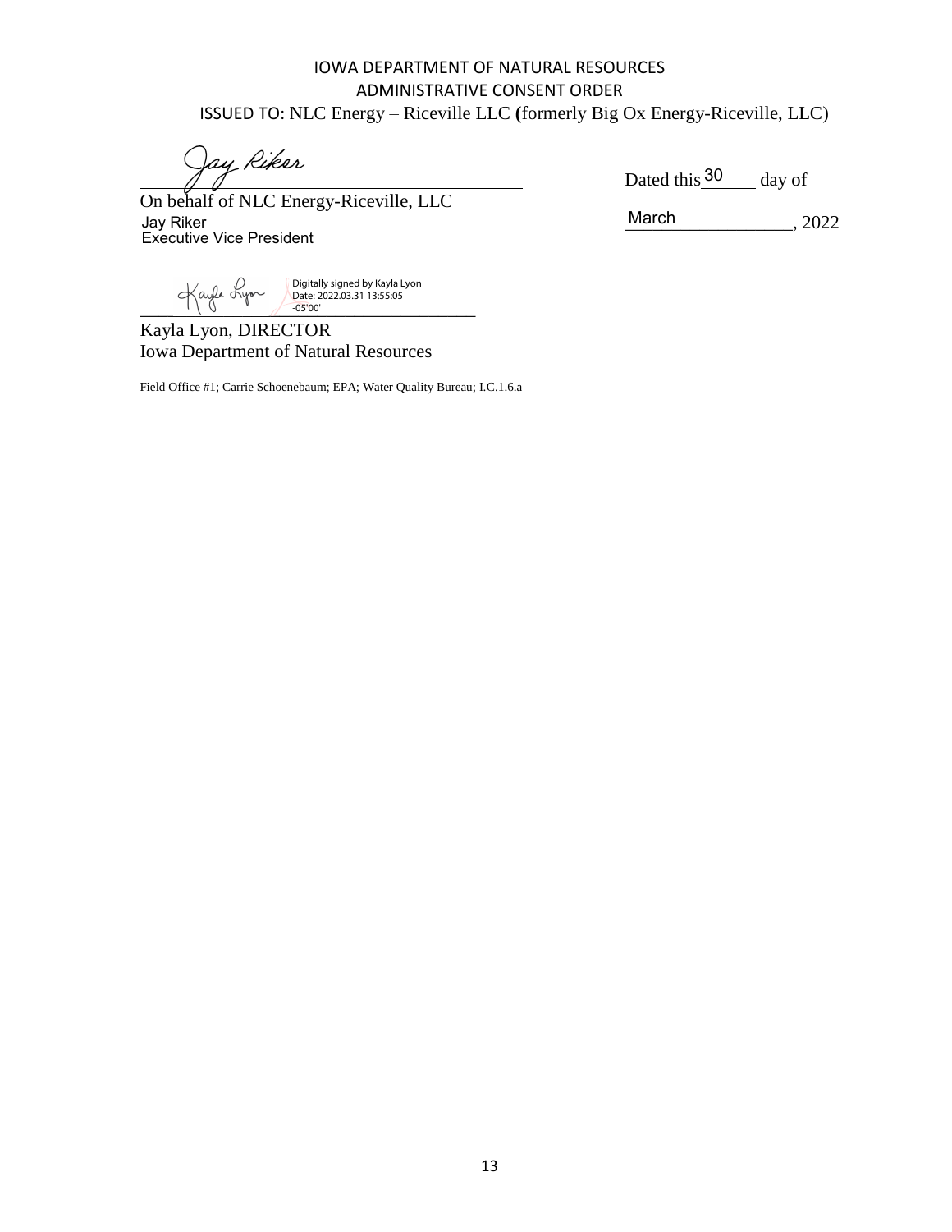IOWA DEPARTMENT OF NATURAL RESOURCES
ADMINISTRATIVE CONSENT ORDER
ISSUED TO: NLC Energy – Riceville LLC (formerly Big Ox Energy-Riceville, LLC)

Jay Riker
\_\_\_\_\_\_\_\_\_\_\_\_\_\_\_\_\_\_\_\_\_\_\_\_\_\_\_\_\_\_\_\_\_\_\_\_\_\_\_\_
On behalf of NLC Energy-Riceville, LLC
Jay Riker
Executive Vice President

Dated this 30 day of March, 2022

Digitally signed by Kayla Lyon
Date: 2022.03.31 13:55:05 -05'00'
\_\_\_\_\_\_\_\_\_\_\_\_\_\_\_\_\_\_\_\_\_\_\_\_\_\_\_\_\_\_\_\_\_\_\_\_\_\_\_\_
Kayla Lyon, DIRECTOR
Iowa Department of Natural Resources

Field Office #1; Carrie Schoenebaum; EPA; Water Quality Bureau; I.C.1.6.a